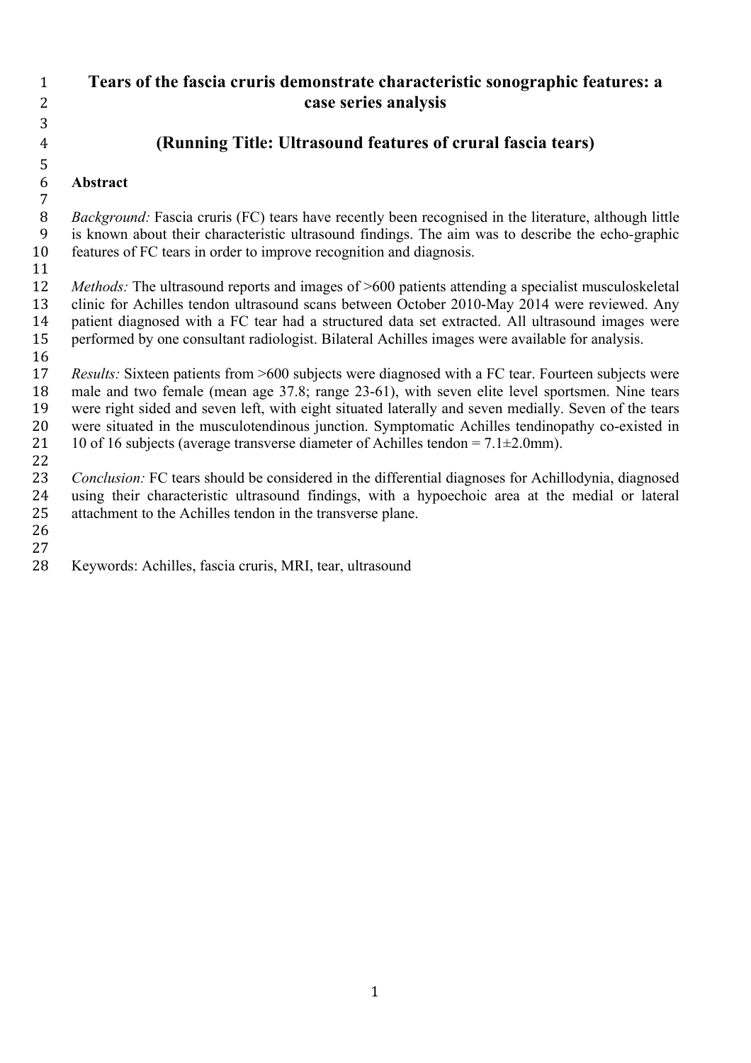# Tears of the fascia cruris demonstrate characteristic sonographic features: a case series analysis

## (Running Title: Ultrasound features of crural fascia tears)

### Abstract

*Background:* Fascia cruris (FC) tears have recently been recognised in the literature, although little is known about their characteristic ultrasound findings. The aim was to describe the echo-graphic features of FC tears in order to improve recognition and diagnosis.

*Methods:* The ultrasound reports and images of >600 patients attending a specialist musculoskeletal clinic for Achilles tendon ultrasound scans between October 2010-May 2014 were reviewed. Any patient diagnosed with a FC tear had a structured data set extracted. All ultrasound images were performed by one consultant radiologist. Bilateral Achilles images were available for analysis.

*Results:* Sixteen patients from >600 subjects were diagnosed with a FC tear. Fourteen subjects were male and two female (mean age 37.8; range 23-61), with seven elite level sportsmen. Nine tears were right sided and seven left, with eight situated laterally and seven medially. Seven of the tears were situated in the musculotendinous junction. Symptomatic Achilles tendinopathy co-existed in 10 of 16 subjects (average transverse diameter of Achilles tendon = 7.1±2.0mm).

*Conclusion:* FC tears should be considered in the differential diagnoses for Achillodynia, diagnosed using their characteristic ultrasound findings, with a hypoechoic area at the medial or lateral attachment to the Achilles tendon in the transverse plane.

Keywords: Achilles, fascia cruris, MRI, tear, ultrasound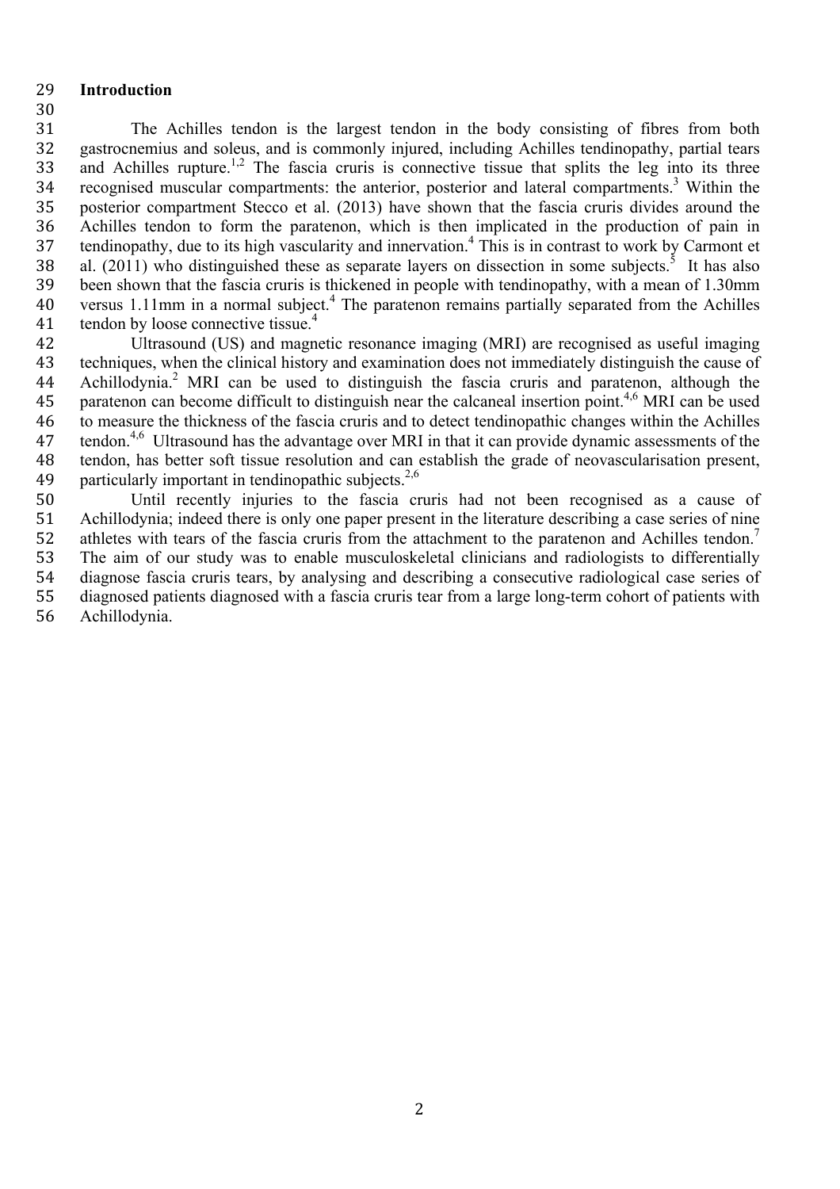## Introduction

The Achilles tendon is the largest tendon in the body consisting of fibres from both gastrocnemius and soleus, and is commonly injured, including Achilles tendinopathy, partial tears and Achilles rupture.[1,2] The fascia cruris is connective tissue that splits the leg into its three recognised muscular compartments: the anterior, posterior and lateral compartments.[3] Within the posterior compartment Stecco et al. (2013) have shown that the fascia cruris divides around the Achilles tendon to form the paratenon, which is then implicated in the production of pain in tendinopathy, due to its high vascularity and innervation.[4] This is in contrast to work by Carmont et al. (2011) who distinguished these as separate layers on dissection in some subjects.[5] It has also been shown that the fascia cruris is thickened in people with tendinopathy, with a mean of 1.30mm versus 1.11mm in a normal subject.[4] The paratenon remains partially separated from the Achilles tendon by loose connective tissue.[4]

Ultrasound (US) and magnetic resonance imaging (MRI) are recognised as useful imaging techniques, when the clinical history and examination does not immediately distinguish the cause of Achillodynia.[2] MRI can be used to distinguish the fascia cruris and paratenon, although the paratenon can become difficult to distinguish near the calcaneal insertion point.[4,6] MRI can be used to measure the thickness of the fascia cruris and to detect tendinopathic changes within the Achilles tendon.[4,6] Ultrasound has the advantage over MRI in that it can provide dynamic assessments of the tendon, has better soft tissue resolution and can establish the grade of neovascularisation present, particularly important in tendinopathic subjects.[2,6]

Until recently injuries to the fascia cruris had not been recognised as a cause of Achillodynia; indeed there is only one paper present in the literature describing a case series of nine athletes with tears of the fascia cruris from the attachment to the paratenon and Achilles tendon.[7] The aim of our study was to enable musculoskeletal clinicians and radiologists to differentially diagnose fascia cruris tears, by analysing and describing a consecutive radiological case series of diagnosed patients diagnosed with a fascia cruris tear from a large long-term cohort of patients with Achillodynia.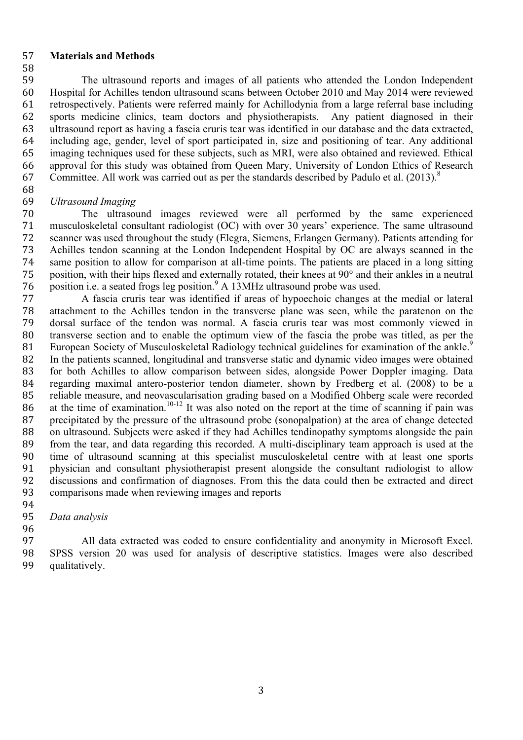**Materials and Methods**

The ultrasound reports and images of all patients who attended the London Independent Hospital for Achilles tendon ultrasound scans between October 2010 and May 2014 were reviewed retrospectively. Patients were referred mainly for Achillodynia from a large referral base including sports medicine clinics, team doctors and physiotherapists. Any patient diagnosed in their ultrasound report as having a fascia cruris tear was identified in our database and the data extracted, including age, gender, level of sport participated in, size and positioning of tear. Any additional imaging techniques used for these subjects, such as MRI, were also obtained and reviewed. Ethical approval for this study was obtained from Queen Mary, University of London Ethics of Research Committee. All work was carried out as per the standards described by Padulo et al. (2013).[8]

*Ultrasound Imaging*

The ultrasound images reviewed were all performed by the same experienced musculoskeletal consultant radiologist (OC) with over 30 years' experience. The same ultrasound scanner was used throughout the study (Elegra, Siemens, Erlangen Germany). Patients attending for Achilles tendon scanning at the London Independent Hospital by OC are always scanned in the same position to allow for comparison at all-time points. The patients are placed in a long sitting position, with their hips flexed and externally rotated, their knees at 90° and their ankles in a neutral position i.e. a seated frogs leg position.[9] A 13MHz ultrasound probe was used.

A fascia cruris tear was identified if areas of hypoechoic changes at the medial or lateral attachment to the Achilles tendon in the transverse plane was seen, while the paratenon on the dorsal surface of the tendon was normal. A fascia cruris tear was most commonly viewed in transverse section and to enable the optimum view of the fascia the probe was titled, as per the European Society of Musculoskeletal Radiology technical guidelines for examination of the ankle.[9] In the patients scanned, longitudinal and transverse static and dynamic video images were obtained for both Achilles to allow comparison between sides, alongside Power Doppler imaging. Data regarding maximal antero-posterior tendon diameter, shown by Fredberg et al. (2008) to be a reliable measure, and neovascularisation grading based on a Modified Ohberg scale were recorded at the time of examination.[10-12] It was also noted on the report at the time of scanning if pain was precipitated by the pressure of the ultrasound probe (sonopalpation) at the area of change detected on ultrasound. Subjects were asked if they had Achilles tendinopathy symptoms alongside the pain from the tear, and data regarding this recorded. A multi-disciplinary team approach is used at the time of ultrasound scanning at this specialist musculoskeletal centre with at least one sports physician and consultant physiotherapist present alongside the consultant radiologist to allow discussions and confirmation of diagnoses. From this the data could then be extracted and direct comparisons made when reviewing images and reports

*Data analysis*

All data extracted was coded to ensure confidentiality and anonymity in Microsoft Excel. SPSS version 20 was used for analysis of descriptive statistics. Images were also described qualitatively.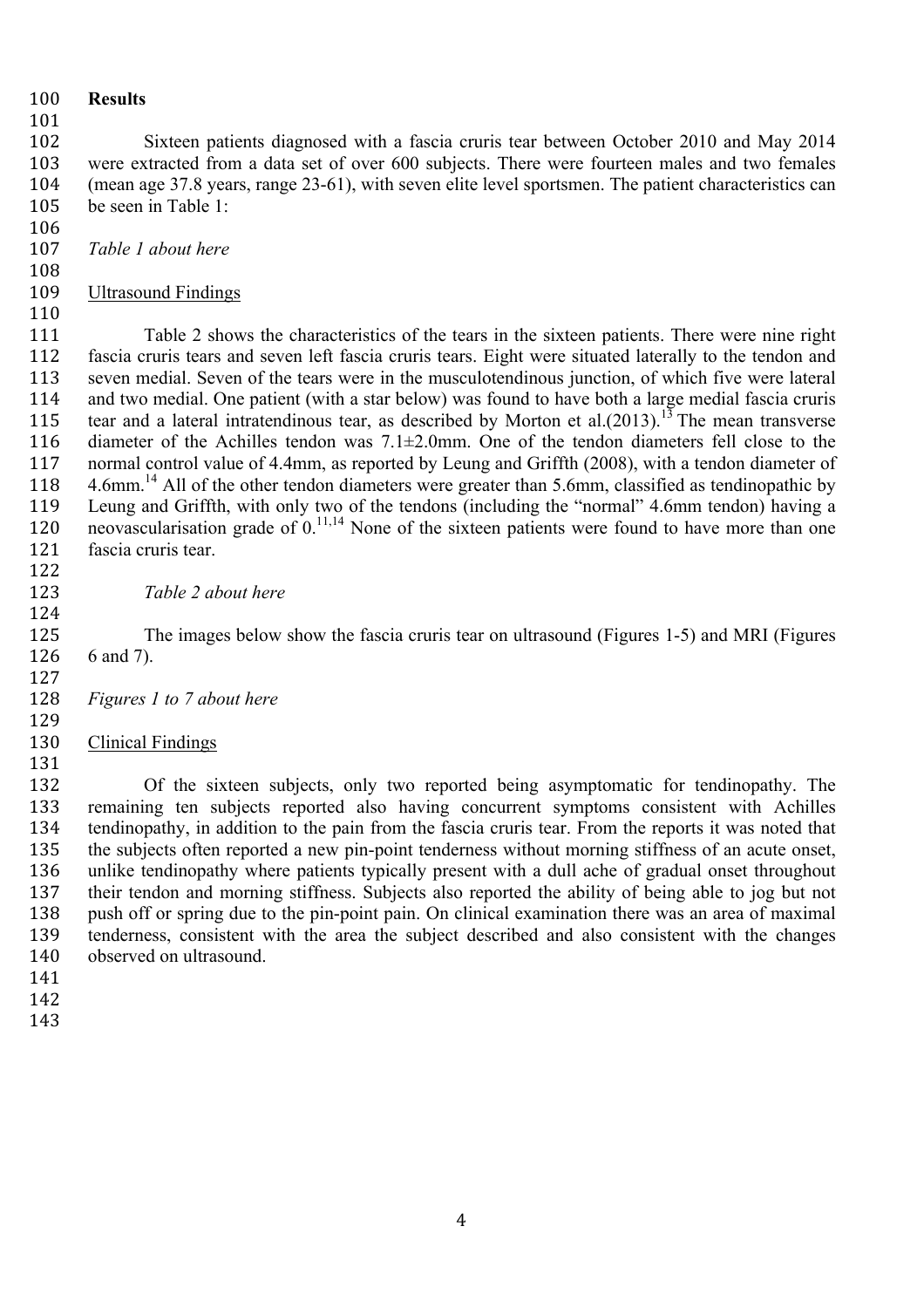**Results**

Sixteen patients diagnosed with a fascia cruris tear between October 2010 and May 2014 were extracted from a data set of over 600 subjects. There were fourteen males and two females (mean age 37.8 years, range 23-61), with seven elite level sportsmen. The patient characteristics can be seen in Table 1:

*Table 1 about here*

Ultrasound Findings

Table 2 shows the characteristics of the tears in the sixteen patients. There were nine right fascia cruris tears and seven left fascia cruris tears. Eight were situated laterally to the tendon and seven medial. Seven of the tears were in the musculotendinous junction, of which five were lateral and two medial. One patient (with a star below) was found to have both a large medial fascia cruris tear and a lateral intratendinous tear, as described by Morton et al.(2013).[13] The mean transverse diameter of the Achilles tendon was 7.1±2.0mm. One of the tendon diameters fell close to the normal control value of 4.4mm, as reported by Leung and Griffth (2008), with a tendon diameter of 4.6mm.[14] All of the other tendon diameters were greater than 5.6mm, classified as tendinopathic by Leung and Griffth, with only two of the tendons (including the "normal" 4.6mm tendon) having a neovascularisation grade of 0.[11,14] None of the sixteen patients were found to have more than one fascia cruris tear.

*Table 2 about here*

The images below show the fascia cruris tear on ultrasound (Figures 1-5) and MRI (Figures 6 and 7).

*Figures 1 to 7 about here*

Clinical Findings

Of the sixteen subjects, only two reported being asymptomatic for tendinopathy. The remaining ten subjects reported also having concurrent symptoms consistent with Achilles tendinopathy, in addition to the pain from the fascia cruris tear. From the reports it was noted that the subjects often reported a new pin-point tenderness without morning stiffness of an acute onset, unlike tendinopathy where patients typically present with a dull ache of gradual onset throughout their tendon and morning stiffness. Subjects also reported the ability of being able to jog but not push off or spring due to the pin-point pain. On clinical examination there was an area of maximal tenderness, consistent with the area the subject described and also consistent with the changes observed on ultrasound.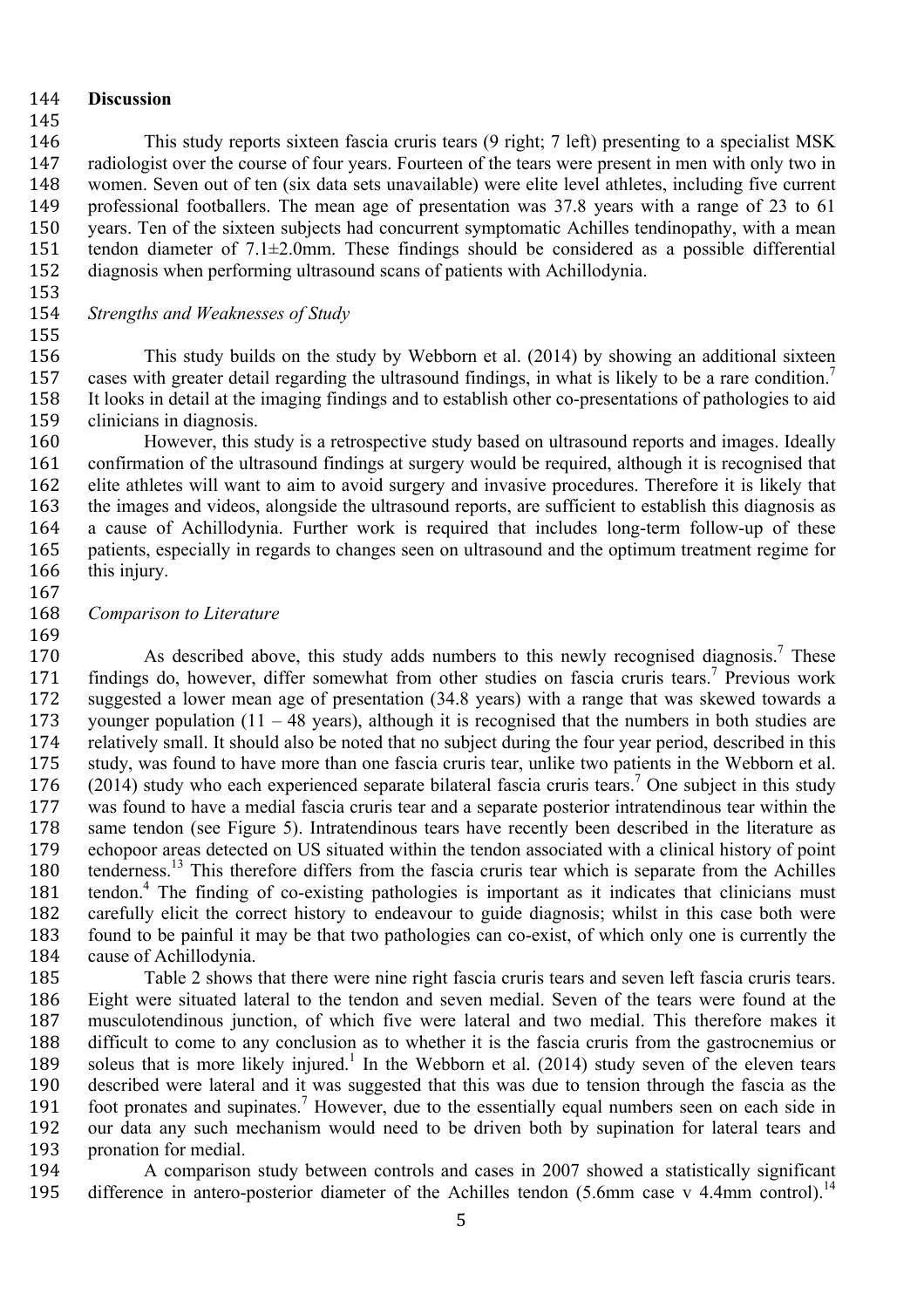## Discussion

This study reports sixteen fascia cruris tears (9 right; 7 left) presenting to a specialist MSK radiologist over the course of four years. Fourteen of the tears were present in men with only two in women. Seven out of ten (six data sets unavailable) were elite level athletes, including five current professional footballers. The mean age of presentation was 37.8 years with a range of 23 to 61 years. Ten of the sixteen subjects had concurrent symptomatic Achilles tendinopathy, with a mean tendon diameter of 7.1±2.0mm. These findings should be considered as a possible differential diagnosis when performing ultrasound scans of patients with Achillodynia.

### *Strengths and Weaknesses of Study*

This study builds on the study by Webborn et al. (2014) by showing an additional sixteen cases with greater detail regarding the ultrasound findings, in what is likely to be a rare condition.[7] It looks in detail at the imaging findings and to establish other co-presentations of pathologies to aid clinicians in diagnosis.

However, this study is a retrospective study based on ultrasound reports and images. Ideally confirmation of the ultrasound findings at surgery would be required, although it is recognised that elite athletes will want to aim to avoid surgery and invasive procedures. Therefore it is likely that the images and videos, alongside the ultrasound reports, are sufficient to establish this diagnosis as a cause of Achillodynia. Further work is required that includes long-term follow-up of these patients, especially in regards to changes seen on ultrasound and the optimum treatment regime for this injury.

### *Comparison to Literature*

As described above, this study adds numbers to this newly recognised diagnosis.[7] These findings do, however, differ somewhat from other studies on fascia cruris tears.[7] Previous work suggested a lower mean age of presentation (34.8 years) with a range that was skewed towards a younger population (11 – 48 years), although it is recognised that the numbers in both studies are relatively small. It should also be noted that no subject during the four year period, described in this study, was found to have more than one fascia cruris tear, unlike two patients in the Webborn et al. (2014) study who each experienced separate bilateral fascia cruris tears.[7] One subject in this study was found to have a medial fascia cruris tear and a separate posterior intratendinous tear within the same tendon (see Figure 5). Intratendinous tears have recently been described in the literature as echopoor areas detected on US situated within the tendon associated with a clinical history of point tenderness.[13] This therefore differs from the fascia cruris tear which is separate from the Achilles tendon.[4] The finding of co-existing pathologies is important as it indicates that clinicians must carefully elicit the correct history to endeavour to guide diagnosis; whilst in this case both were found to be painful it may be that two pathologies can co-exist, of which only one is currently the cause of Achillodynia.

Table 2 shows that there were nine right fascia cruris tears and seven left fascia cruris tears. Eight were situated lateral to the tendon and seven medial. Seven of the tears were found at the musculotendinous junction, of which five were lateral and two medial. This therefore makes it difficult to come to any conclusion as to whether it is the fascia cruris from the gastrocnemius or soleus that is more likely injured.[1] In the Webborn et al. (2014) study seven of the eleven tears described were lateral and it was suggested that this was due to tension through the fascia as the foot pronates and supinates.[7] However, due to the essentially equal numbers seen on each side in our data any such mechanism would need to be driven both by supination for lateral tears and pronation for medial.

A comparison study between controls and cases in 2007 showed a statistically significant difference in antero-posterior diameter of the Achilles tendon (5.6mm case v 4.4mm control).[14]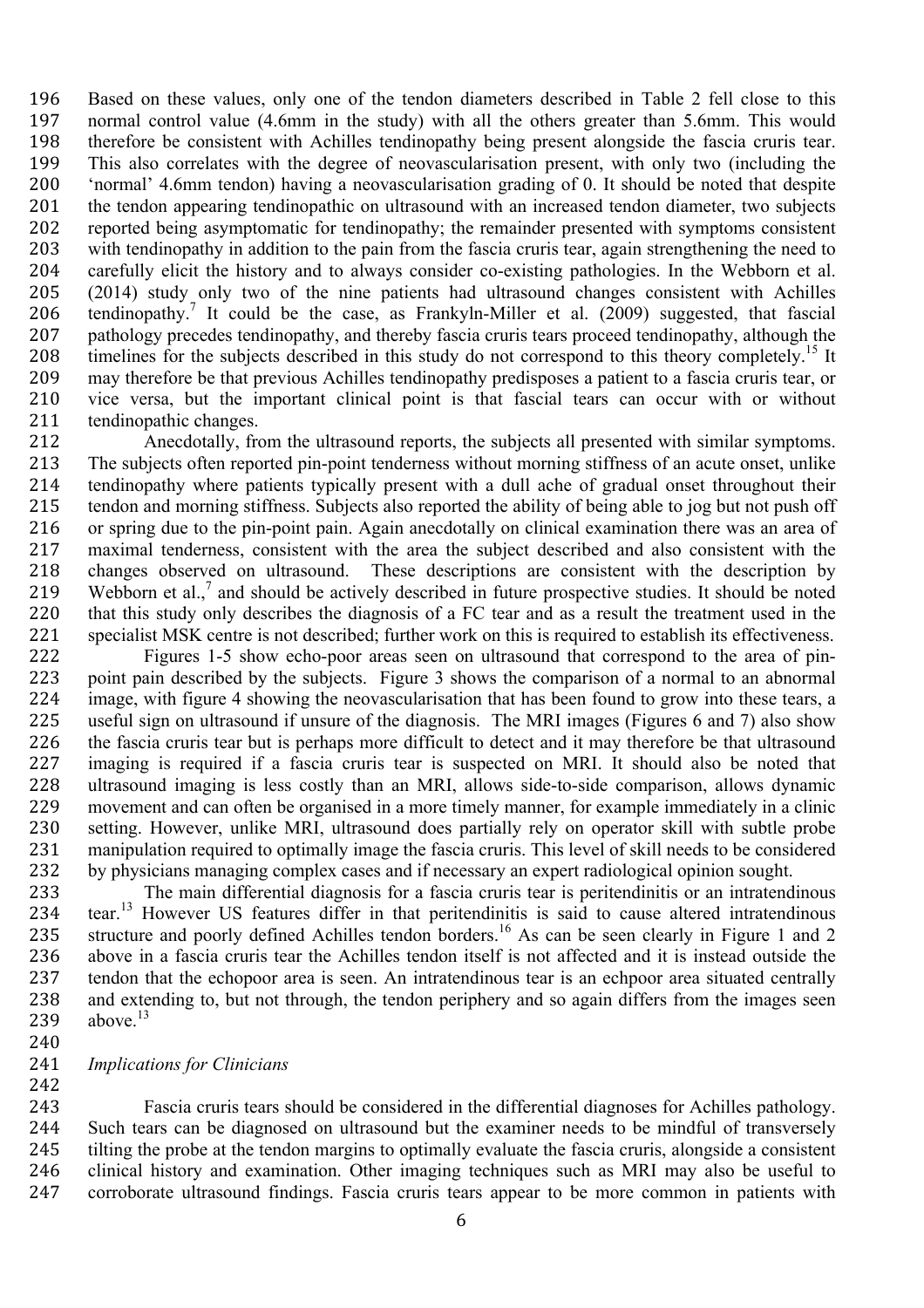Based on these values, only one of the tendon diameters described in Table 2 fell close to this normal control value (4.6mm in the study) with all the others greater than 5.6mm. This would therefore be consistent with Achilles tendinopathy being present alongside the fascia cruris tear. This also correlates with the degree of neovascularisation present, with only two (including the 'normal' 4.6mm tendon) having a neovascularisation grading of 0. It should be noted that despite the tendon appearing tendinopathic on ultrasound with an increased tendon diameter, two subjects reported being asymptomatic for tendinopathy; the remainder presented with symptoms consistent with tendinopathy in addition to the pain from the fascia cruris tear, again strengthening the need to carefully elicit the history and to always consider co-existing pathologies. In the Webborn et al. (2014) study only two of the nine patients had ultrasound changes consistent with Achilles tendinopathy.[7] It could be the case, as Frankyln-Miller et al. (2009) suggested, that fascial pathology precedes tendinopathy, and thereby fascia cruris tears proceed tendinopathy, although the timelines for the subjects described in this study do not correspond to this theory completely.[15] It may therefore be that previous Achilles tendinopathy predisposes a patient to a fascia cruris tear, or vice versa, but the important clinical point is that fascial tears can occur with or without tendinopathic changes.

Anecdotally, from the ultrasound reports, the subjects all presented with similar symptoms. The subjects often reported pin-point tenderness without morning stiffness of an acute onset, unlike tendinopathy where patients typically present with a dull ache of gradual onset throughout their tendon and morning stiffness. Subjects also reported the ability of being able to jog but not push off or spring due to the pin-point pain. Again anecdotally on clinical examination there was an area of maximal tenderness, consistent with the area the subject described and also consistent with the changes observed on ultrasound. These descriptions are consistent with the description by Webborn et al.,[7] and should be actively described in future prospective studies. It should be noted that this study only describes the diagnosis of a FC tear and as a result the treatment used in the specialist MSK centre is not described; further work on this is required to establish its effectiveness.

Figures 1-5 show echo-poor areas seen on ultrasound that correspond to the area of pin-point pain described by the subjects. Figure 3 shows the comparison of a normal to an abnormal image, with figure 4 showing the neovascularisation that has been found to grow into these tears, a useful sign on ultrasound if unsure of the diagnosis. The MRI images (Figures 6 and 7) also show the fascia cruris tear but is perhaps more difficult to detect and it may therefore be that ultrasound imaging is required if a fascia cruris tear is suspected on MRI. It should also be noted that ultrasound imaging is less costly than an MRI, allows side-to-side comparison, allows dynamic movement and can often be organised in a more timely manner, for example immediately in a clinic setting. However, unlike MRI, ultrasound does partially rely on operator skill with subtle probe manipulation required to optimally image the fascia cruris. This level of skill needs to be considered by physicians managing complex cases and if necessary an expert radiological opinion sought.

The main differential diagnosis for a fascia cruris tear is peritendinitis or an intratendinous tear.[13] However US features differ in that peritendinitis is said to cause altered intratendinous structure and poorly defined Achilles tendon borders.[16] As can be seen clearly in Figure 1 and 2 above in a fascia cruris tear the Achilles tendon itself is not affected and it is instead outside the tendon that the echopoor area is seen. An intratendinous tear is an echpoor area situated centrally and extending to, but not through, the tendon periphery and so again differs from the images seen above.[13]

*Implications for Clinicians*

Fascia cruris tears should be considered in the differential diagnoses for Achilles pathology. Such tears can be diagnosed on ultrasound but the examiner needs to be mindful of transversely tilting the probe at the tendon margins to optimally evaluate the fascia cruris, alongside a consistent clinical history and examination. Other imaging techniques such as MRI may also be useful to corroborate ultrasound findings. Fascia cruris tears appear to be more common in patients with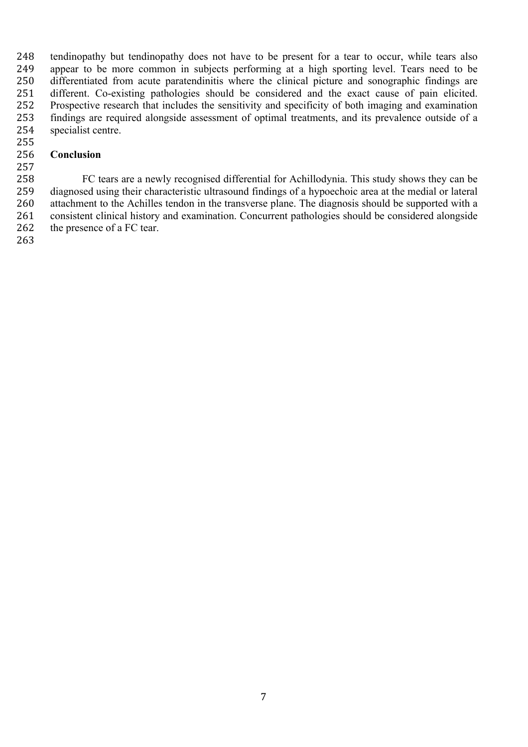tendinopathy but tendinopathy does not have to be present for a tear to occur, while tears also appear to be more common in subjects performing at a high sporting level. Tears need to be differentiated from acute paratendinitis where the clinical picture and sonographic findings are different. Co-existing pathologies should be considered and the exact cause of pain elicited. Prospective research that includes the sensitivity and specificity of both imaging and examination findings are required alongside assessment of optimal treatments, and its prevalence outside of a specialist centre.

## Conclusion

FC tears are a newly recognised differential for Achillodynia. This study shows they can be diagnosed using their characteristic ultrasound findings of a hypoechoic area at the medial or lateral attachment to the Achilles tendon in the transverse plane. The diagnosis should be supported with a consistent clinical history and examination. Concurrent pathologies should be considered alongside the presence of a FC tear.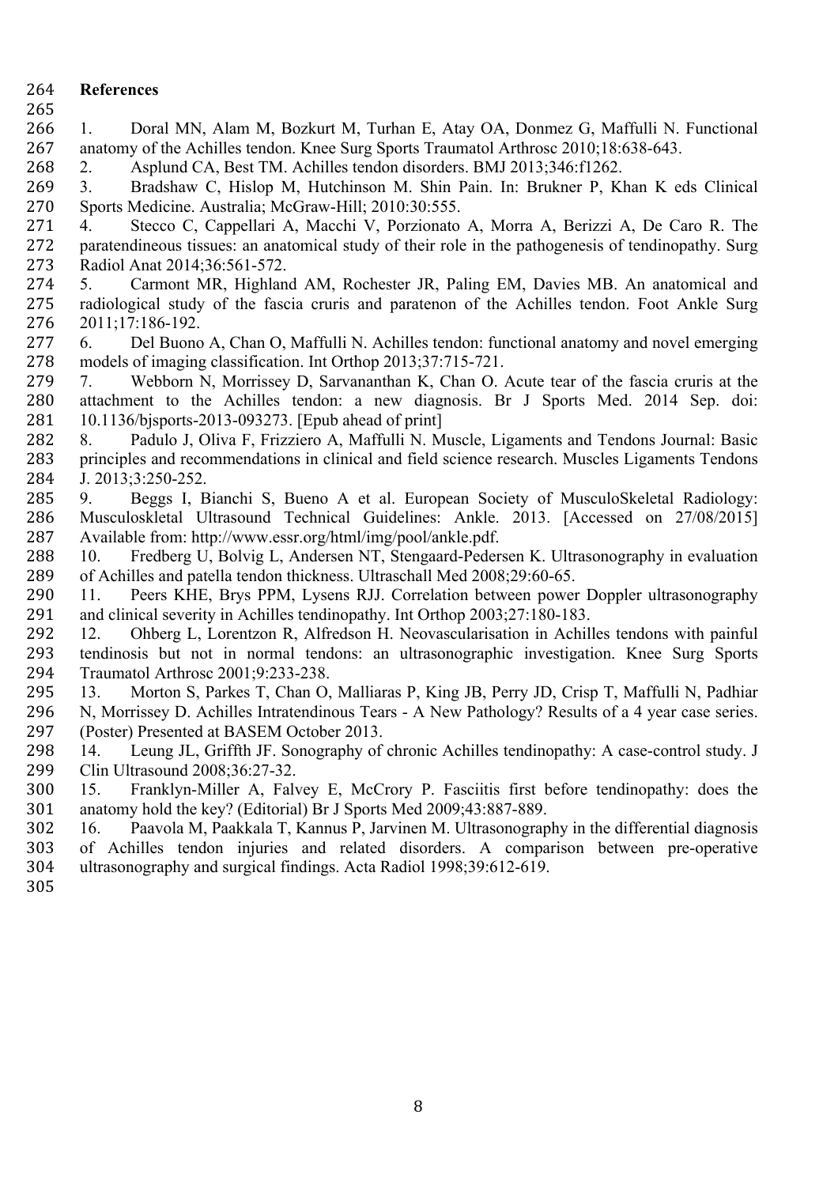**References**

1. Doral MN, Alam M, Bozkurt M, Turhan E, Atay OA, Donmez G, Maffulli N. Functional anatomy of the Achilles tendon. Knee Surg Sports Traumatol Arthrosc 2010;18:638-643.
2. Asplund CA, Best TM. Achilles tendon disorders. BMJ 2013;346:f1262.
3. Bradshaw C, Hislop M, Hutchinson M. Shin Pain. In: Brukner P, Khan K eds Clinical Sports Medicine. Australia; McGraw-Hill; 2010:30:555.
4. Stecco C, Cappellari A, Macchi V, Porzionato A, Morra A, Berizzi A, De Caro R. The paratendineous tissues: an anatomical study of their role in the pathogenesis of tendinopathy. Surg Radiol Anat 2014;36:561-572.
5. Carmont MR, Highland AM, Rochester JR, Paling EM, Davies MB. An anatomical and radiological study of the fascia cruris and paratenon of the Achilles tendon. Foot Ankle Surg 2011;17:186-192.
6. Del Buono A, Chan O, Maffulli N. Achilles tendon: functional anatomy and novel emerging models of imaging classification. Int Orthop 2013;37:715-721.
7. Webborn N, Morrissey D, Sarvananthan K, Chan O. Acute tear of the fascia cruris at the attachment to the Achilles tendon: a new diagnosis. Br J Sports Med. 2014 Sep. doi: 10.1136/bjsports-2013-093273. [Epub ahead of print]
8. Padulo J, Oliva F, Frizziero A, Maffulli N. Muscle, Ligaments and Tendons Journal: Basic principles and recommendations in clinical and field science research. Muscles Ligaments Tendons J. 2013;3:250-252.
9. Beggs I, Bianchi S, Bueno A et al. European Society of MusculoSkeletal Radiology: Musculoskeletal Ultrasound Technical Guidelines: Ankle. 2013. [Accessed on 27/08/2015] Available from: http://www.essr.org/html/img/pool/ankle.pdf.
10. Fredberg U, Bolvig L, Andersen NT, Stengaard-Pedersen K. Ultrasonography in evaluation of Achilles and patella tendon thickness. Ultraschall Med 2008;29:60-65.
11. Peers KHE, Brys PPM, Lysens RJJ. Correlation between power Doppler ultrasonography and clinical severity in Achilles tendinopathy. Int Orthop 2003;27:180-183.
12. Ohberg L, Lorentzon R, Alfredson H. Neovascularisation in Achilles tendons with painful tendinosis but not in normal tendons: an ultrasonographic investigation. Knee Surg Sports Traumatol Arthrosc 2001;9:233-238.
13. Morton S, Parkes T, Chan O, Malliaras P, King JB, Perry JD, Crisp T, Maffulli N, Padhiar N, Morrissey D. Achilles Intratendinous Tears - A New Pathology? Results of a 4 year case series. (Poster) Presented at BASEM October 2013.
14. Leung JL, Griffth JF. Sonography of chronic Achilles tendinopathy: A case-control study. J Clin Ultrasound 2008;36:27-32.
15. Franklyn-Miller A, Falvey E, McCrory P. Fasciitis first before tendinopathy: does the anatomy hold the key? (Editorial) Br J Sports Med 2009;43:887-889.
16. Paavola M, Paakkala T, Kannus P, Jarvinen M. Ultrasonography in the differential diagnosis of Achilles tendon injuries and related disorders. A comparison between pre-operative ultrasonography and surgical findings. Acta Radiol 1998;39:612-619.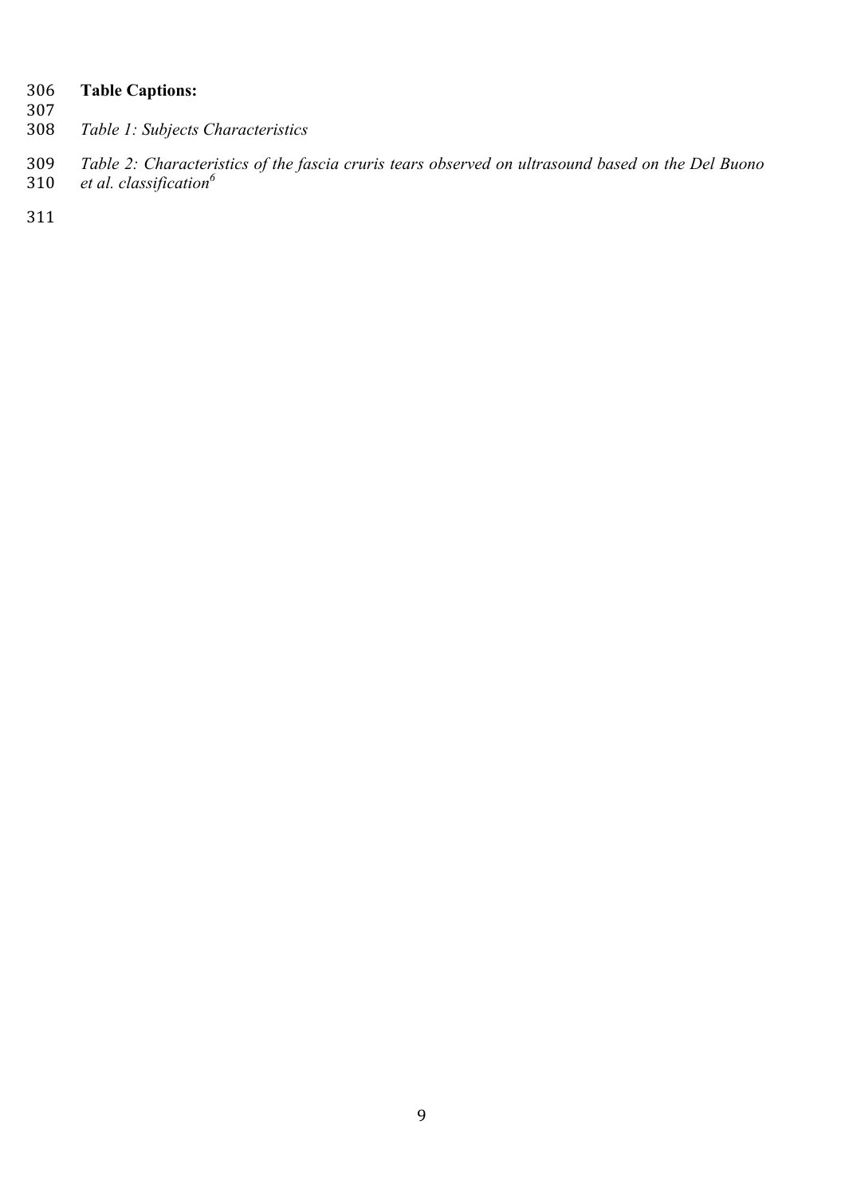**Table Captions:**

*Table 1: Subjects Characteristics*

*Table 2: Characteristics of the fascia cruris tears observed on ultrasound based on the Del Buono et al. classification*[6]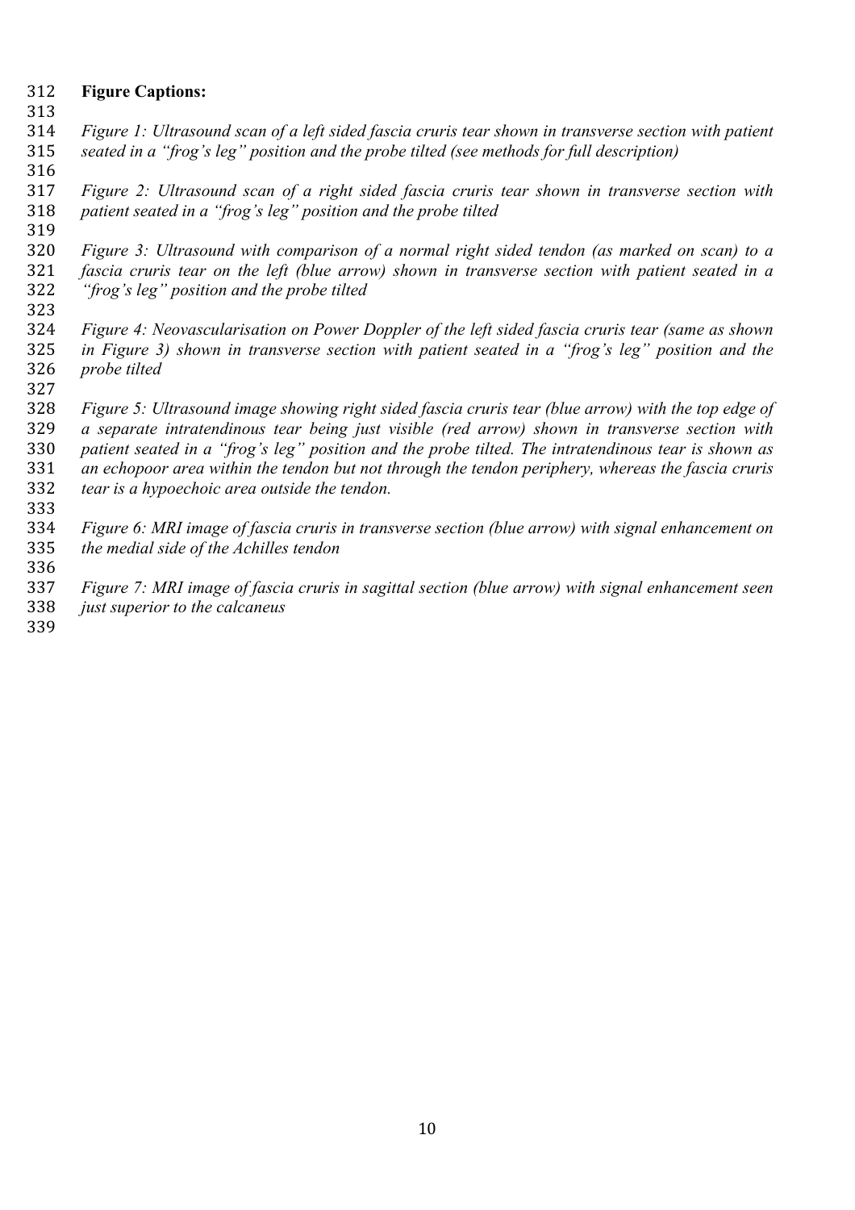**Figure Captions:**

*Figure 1: Ultrasound scan of a left sided fascia cruris tear shown in transverse section with patient seated in a "frog's leg" position and the probe tilted (see methods for full description)*

*Figure 2: Ultrasound scan of a right sided fascia cruris tear shown in transverse section with patient seated in a "frog's leg" position and the probe tilted*

*Figure 3: Ultrasound with comparison of a normal right sided tendon (as marked on scan) to a fascia cruris tear on the left (blue arrow) shown in transverse section with patient seated in a "frog's leg" position and the probe tilted*

*Figure 4: Neovascularisation on Power Doppler of the left sided fascia cruris tear (same as shown in Figure 3) shown in transverse section with patient seated in a "frog's leg" position and the probe tilted*

*Figure 5: Ultrasound image showing right sided fascia cruris tear (blue arrow) with the top edge of a separate intratendinous tear being just visible (red arrow) shown in transverse section with patient seated in a "frog's leg" position and the probe tilted. The intratendinous tear is shown as an echopoor area within the tendon but not through the tendon periphery, whereas the fascia cruris tear is a hypoechoic area outside the tendon.*

*Figure 6: MRI image of fascia cruris in transverse section (blue arrow) with signal enhancement on the medial side of the Achilles tendon*

*Figure 7: MRI image of fascia cruris in sagittal section (blue arrow) with signal enhancement seen just superior to the calcaneus*